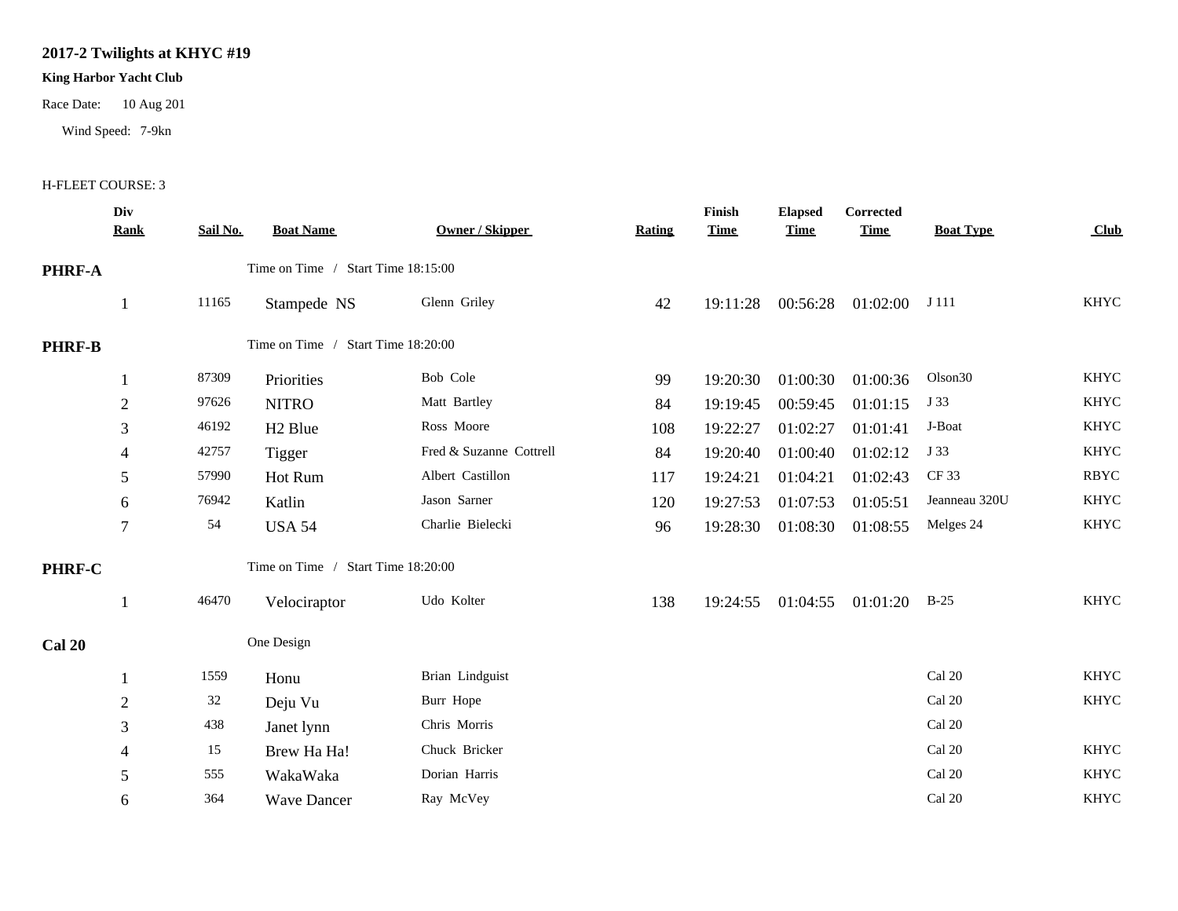# 2017-2 Twilights at KHYC #19

**King Harbor Yacht Club**

Race Date: 10 Aug 201

Wind Speed: 7-9kn

H-FLEET COURSE: 3

| Div Rank | Sail No. | Boat Name | Owner / Skipper | Rating | Finish Time | Elapsed Time | Corrected Time | Boat Type | Club |
|---|---|---|---|---|---|---|---|---|---|
| **PHRF-A** | | Time on Time / Start Time 18:15:00 | | | | | | | |
| 1 | 11165 | Stampede NS | Glenn Griley | 42 | 19:11:28 | 00:56:28 | 01:02:00 | J 111 | KHYC |
| **PHRF-B** | | Time on Time / Start Time 18:20:00 | | | | | | | |
| 1 | 87309 | Priorities | Bob Cole | 99 | 19:20:30 | 01:00:30 | 01:00:36 | Olson30 | KHYC |
| 2 | 97626 | NITRO | Matt Bartley | 84 | 19:19:45 | 00:59:45 | 01:01:15 | J 33 | KHYC |
| 3 | 46192 | H2 Blue | Ross Moore | 108 | 19:22:27 | 01:02:27 | 01:01:41 | J-Boat | KHYC |
| 4 | 42757 | Tigger | Fred & Suzanne Cottrell | 84 | 19:20:40 | 01:00:40 | 01:02:12 | J 33 | KHYC |
| 5 | 57990 | Hot Rum | Albert Castillon | 117 | 19:24:21 | 01:04:21 | 01:02:43 | CF 33 | RBYC |
| 6 | 76942 | Katlin | Jason Sarner | 120 | 19:27:53 | 01:07:53 | 01:05:51 | Jeanneau 320U | KHYC |
| 7 | 54 | USA 54 | Charlie Bielecki | 96 | 19:28:30 | 01:08:30 | 01:08:55 | Melges 24 | KHYC |
| **PHRF-C** | | Time on Time / Start Time 18:20:00 | | | | | | | |
| 1 | 46470 | Velociraptor | Udo Kolter | 138 | 19:24:55 | 01:04:55 | 01:01:20 | B-25 | KHYC |
| **Cal 20** | | One Design | | | | | | | |
| 1 | 1559 | Honu | Brian Lindguist | | | | | Cal 20 | KHYC |
| 2 | 32 | Deju Vu | Burr Hope | | | | | Cal 20 | KHYC |
| 3 | 438 | Janet lynn | Chris Morris | | | | | Cal 20 | |
| 4 | 15 | Brew Ha Ha! | Chuck Bricker | | | | | Cal 20 | KHYC |
| 5 | 555 | WakaWaka | Dorian Harris | | | | | Cal 20 | KHYC |
| 6 | 364 | Wave Dancer | Ray McVey | | | | | Cal 20 | KHYC |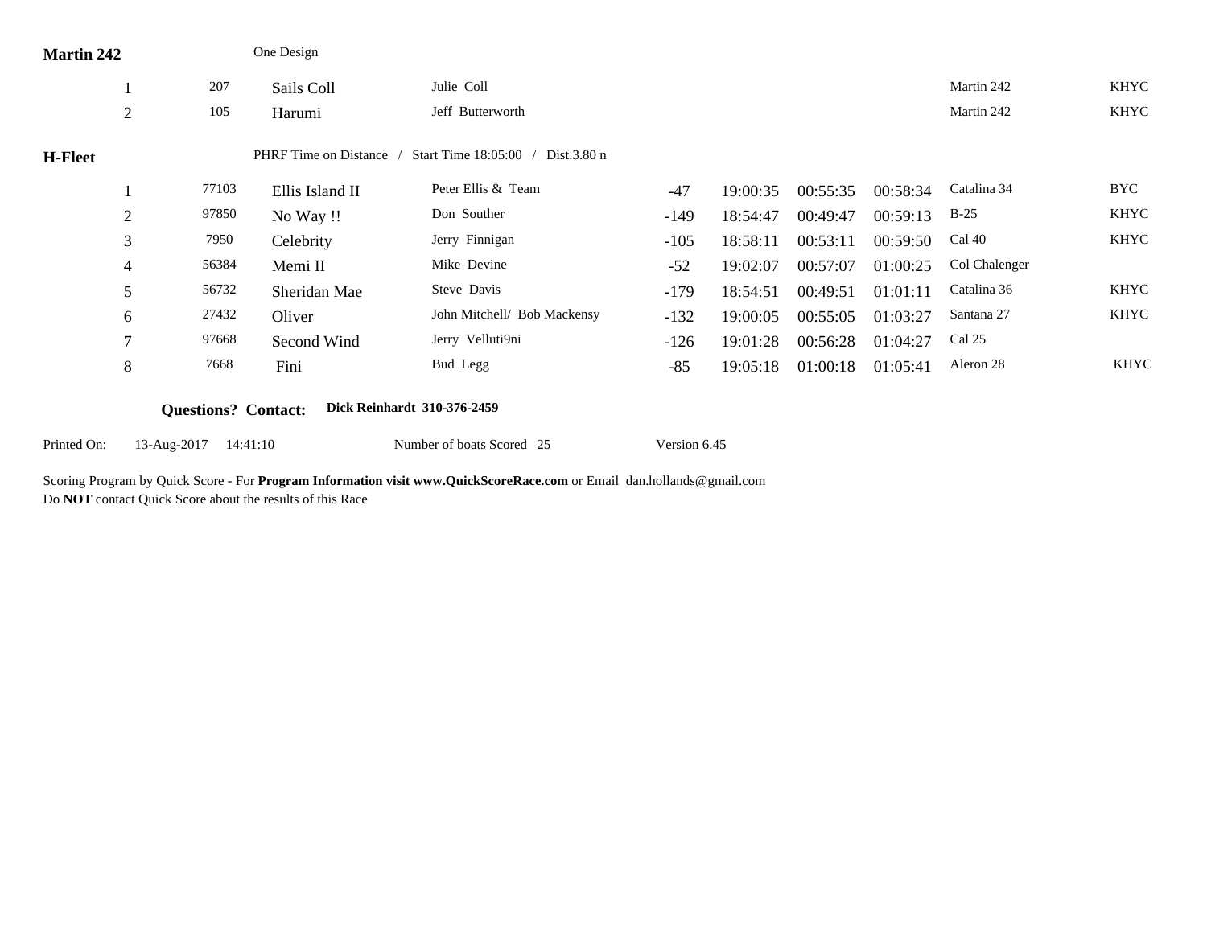**Martin 242** One Design

| | | | | | |
|---|---|---|---|---|---|
| 1 | 207 | Sails Coll | Julie Coll | Martin 242 | KHYC |
| 2 | 105 | Harumi | Jeff Butterworth | Martin 242 | KHYC |

**H-Fleet** PHRF Time on Distance / Start Time 18:05:00 / Dist.3.80 n

| | | | | | | | | | |
|---|---|---|---|---|---|---|---|---|---|
| 1 | 77103 | Ellis Island II | Peter Ellis & Team | -47 | 19:00:35 | 00:55:35 | 00:58:34 | Catalina 34 | BYC |
| 2 | 97850 | No Way !! | Don Souther | -149 | 18:54:47 | 00:49:47 | 00:59:13 | B-25 | KHYC |
| 3 | 7950 | Celebrity | Jerry Finnigan | -105 | 18:58:11 | 00:53:11 | 00:59:50 | Cal 40 | KHYC |
| 4 | 56384 | Memi II | Mike Devine | -52 | 19:02:07 | 00:57:07 | 01:00:25 | Col Chalenger | |
| 5 | 56732 | Sheridan Mae | Steve Davis | -179 | 18:54:51 | 00:49:51 | 01:01:11 | Catalina 36 | KHYC |
| 6 | 27432 | Oliver | John Mitchell/ Bob Mackensy | -132 | 19:00:05 | 00:55:05 | 01:03:27 | Santana 27 | KHYC |
| 7 | 97668 | Second Wind | Jerry Velluti9ni | -126 | 19:01:28 | 00:56:28 | 01:04:27 | Cal 25 | |
| 8 | 7668 | Fini | Bud Legg | -85 | 19:05:18 | 01:00:18 | 01:05:41 | Aleron 28 | KHYC |

**Questions? Contact:** **Dick Reinhardt 310-376-2459**

Printed On: 13-Aug-2017 14:41:10 Number of boats Scored 25 Version 6.45

Scoring Program by Quick Score - For **Program Information visit www.QuickScoreRace.com** or Email dan.hollands@gmail.com
Do **NOT** contact Quick Score about the results of this Race